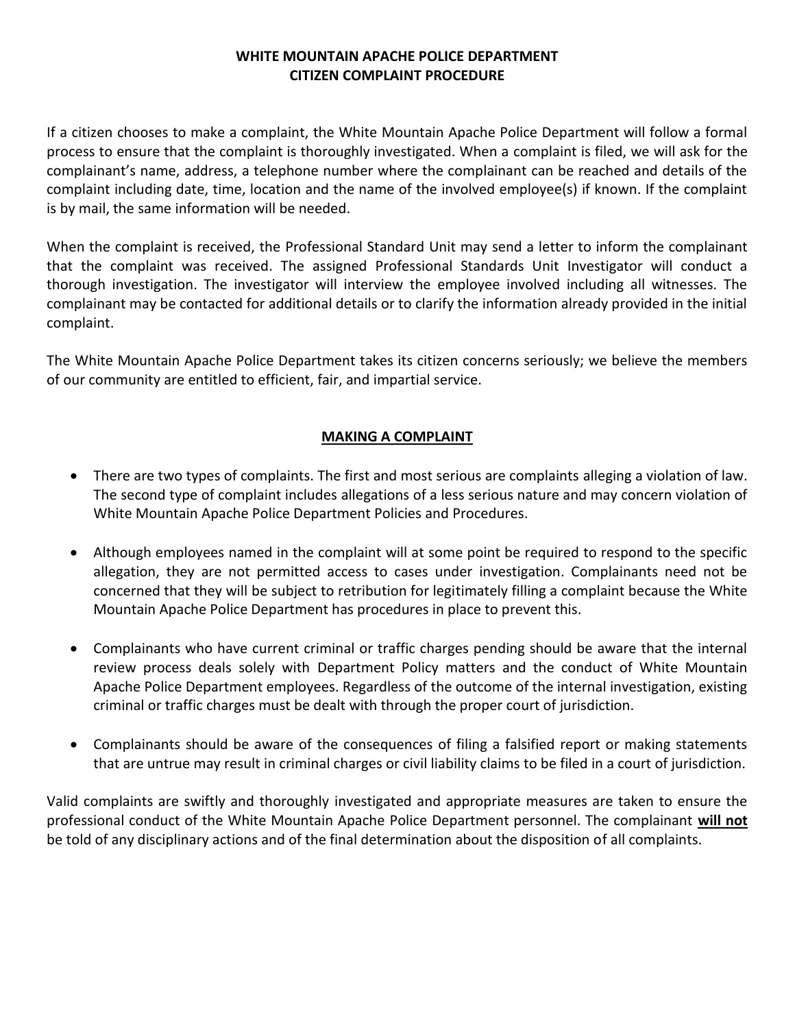# WHITE MOUNTAIN APACHE POLICE DEPARTMENT
## CITIZEN COMPLAINT PROCEDURE

If a citizen chooses to make a complaint, the White Mountain Apache Police Department will follow a formal process to ensure that the complaint is thoroughly investigated. When a complaint is filed, we will ask for the complainant's name, address, a telephone number where the complainant can be reached and details of the complaint including date, time, location and the name of the involved employee(s) if known. If the complaint is by mail, the same information will be needed.

When the complaint is received, the Professional Standard Unit may send a letter to inform the complainant that the complaint was received. The assigned Professional Standards Unit Investigator will conduct a thorough investigation. The investigator will interview the employee involved including all witnesses. The complainant may be contacted for additional details or to clarify the information already provided in the initial complaint.

The White Mountain Apache Police Department takes its citizen concerns seriously; we believe the members of our community are entitled to efficient, fair, and impartial service.

## MAKING A COMPLAINT

- There are two types of complaints. The first and most serious are complaints alleging a violation of law. The second type of complaint includes allegations of a less serious nature and may concern violation of White Mountain Apache Police Department Policies and Procedures.

- Although employees named in the complaint will at some point be required to respond to the specific allegation, they are not permitted access to cases under investigation. Complainants need not be concerned that they will be subject to retribution for legitimately filling a complaint because the White Mountain Apache Police Department has procedures in place to prevent this.

- Complainants who have current criminal or traffic charges pending should be aware that the internal review process deals solely with Department Policy matters and the conduct of White Mountain Apache Police Department employees. Regardless of the outcome of the internal investigation, existing criminal or traffic charges must be dealt with through the proper court of jurisdiction.

- Complainants should be aware of the consequences of filing a falsified report or making statements that are untrue may result in criminal charges or civil liability claims to be filed in a court of jurisdiction.

Valid complaints are swiftly and thoroughly investigated and appropriate measures are taken to ensure the professional conduct of the White Mountain Apache Police Department personnel. The complainant **will not** be told of any disciplinary actions and of the final determination about the disposition of all complaints.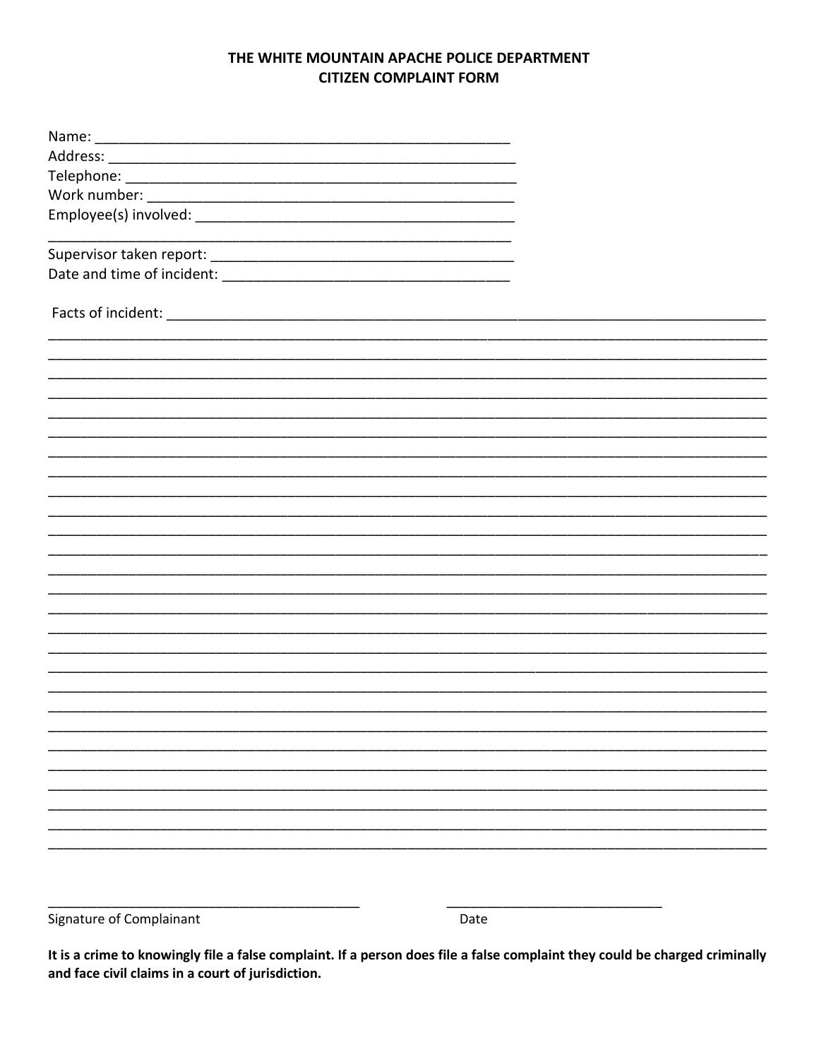# THE WHITE MOUNTAIN APACHE POLICE DEPARTMENT
## CITIZEN COMPLAINT FORM

Name: ____________________________________________________

Address: __________________________________________________

Telephone: ________________________________________________

Work number: ______________________________________________

Employee(s) involved: ______________________________________

__________________________________________________________

Supervisor taken report: ____________________________________

Date and time of incident: ___________________________________

Facts of incident: ___________________________________________________________________________

______________________________________________________________________________________________

______________________________________________________________________________________________

______________________________________________________________________________________________

______________________________________________________________________________________________

______________________________________________________________________________________________

______________________________________________________________________________________________

______________________________________________________________________________________________

______________________________________________________________________________________________

______________________________________________________________________________________________

______________________________________________________________________________________________

______________________________________________________________________________________________

______________________________________________________________________________________________

______________________________________________________________________________________________

______________________________________________________________________________________________

______________________________________________________________________________________________

______________________________________________________________________________________________

______________________________________________________________________________________________

______________________________________________________________________________________________

______________________________________________________________________________________________

______________________________________________________________________________________________

______________________________________________________________________________________________

______________________________________________________________________________________________

______________________________________________________________________________________________

______________________________________________________________________________________________

______________________________________________________________________________________________

______________________________________________________________________________________________

______________________________________________________________________________________________

______________________________________________________________________________________________

______________________________________________________________________________________________

______________________________________________________________________________________________

________________________________________ ____________________________

Signature of Complainant Date

**It is a crime to knowingly file a false complaint. If a person does file a false complaint they could be charged criminally and face civil claims in a court of jurisdiction.**